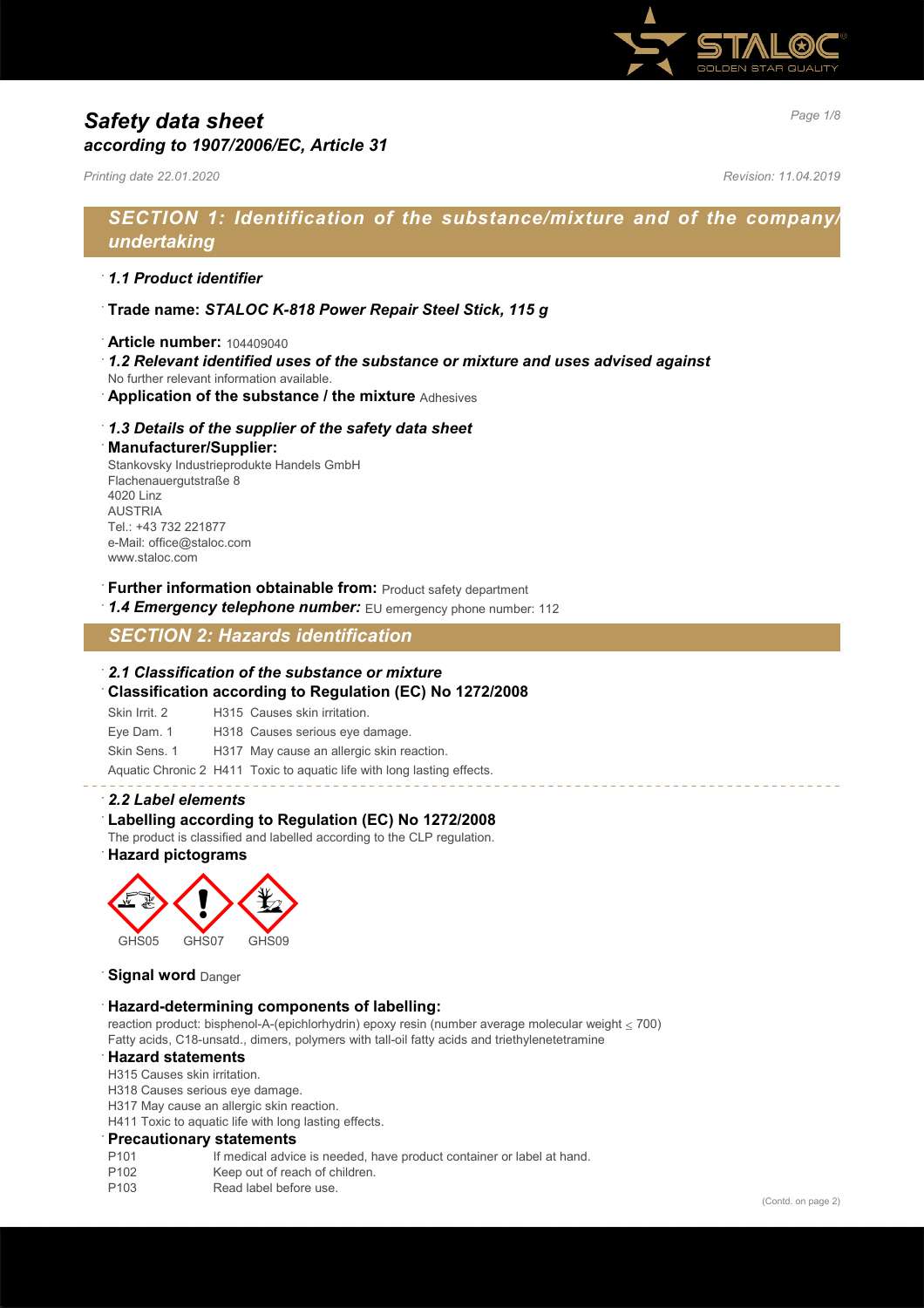# Safety data sheet
## according to 1907/2006/EC, Article 31

*Printing date 22.01.2020* *Revision: 11.04.2019*

## SECTION 1: Identification of the substance/mixture and of the company/undertaking

### 1.1 Product identifier

**Trade name:** ***STALOC K-818 Power Repair Steel Stick, 115 g***

**Article number:** 104409040

### 1.2 Relevant identified uses of the substance or mixture and uses advised against

No further relevant information available.

**Application of the substance / the mixture** Adhesives

### 1.3 Details of the supplier of the safety data sheet

**Manufacturer/Supplier:**
Stankovsky Industrieprodukte Handels GmbH
Flachenauergutstraße 8
4020 Linz
AUSTRIA
Tel.: +43 732 221877
e-Mail: office@staloc.com
www.staloc.com

**Further information obtainable from:** Product safety department

***1.4 Emergency telephone number:*** EU emergency phone number: 112

## SECTION 2: Hazards identification

### 2.1 Classification of the substance or mixture

**Classification according to Regulation (EC) No 1272/2008**

| | | |
|---|---|---|
| Skin Irrit. 2 | H315 | Causes skin irritation. |
| Eye Dam. 1 | H318 | Causes serious eye damage. |
| Skin Sens. 1 | H317 | May cause an allergic skin reaction. |
| Aquatic Chronic 2 | H411 | Toxic to aquatic life with long lasting effects. |

### 2.2 Label elements

**Labelling according to Regulation (EC) No 1272/2008**

The product is classified and labelled according to the CLP regulation.

**Hazard pictograms**

GHS05 GHS07 GHS09

**Signal word** Danger

**Hazard-determining components of labelling:**

reaction product: bisphenol-A-(epichlorhydrin) epoxy resin (number average molecular weight ≤ 700)
Fatty acids, C18-unsatd., dimers, polymers with tall-oil fatty acids and triethylenetetramine

**Hazard statements**

H315 Causes skin irritation.
H318 Causes serious eye damage.
H317 May cause an allergic skin reaction.
H411 Toxic to aquatic life with long lasting effects.

**Precautionary statements**

| | |
|---|---|
| P101 | If medical advice is needed, have product container or label at hand. |
| P102 | Keep out of reach of children. |
| P103 | Read label before use. |

(Contd. on page 2)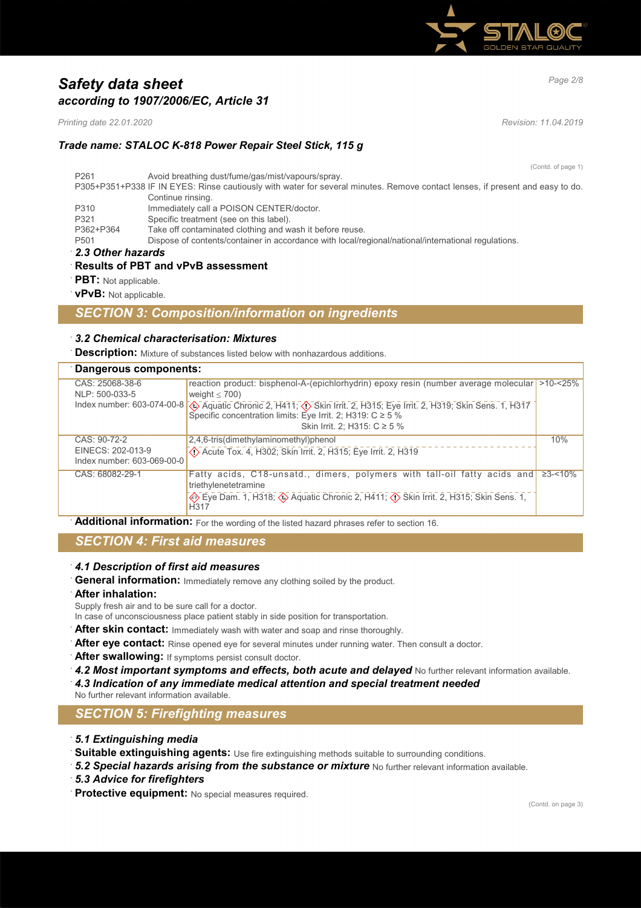(Contd. of page 1)

| | |
|---|---|
| P261 | Avoid breathing dust/fume/gas/mist/vapours/spray. |
| P305+P351+P338 | IF IN EYES: Rinse cautiously with water for several minutes. Remove contact lenses, if present and easy to do. Continue rinsing. |
| P310 | Immediately call a POISON CENTER/doctor. |
| P321 | Specific treatment (see on this label). |
| P362+P364 | Take off contaminated clothing and wash it before reuse. |
| P501 | Dispose of contents/container in accordance with local/regional/national/international regulations. |

### *2.3 Other hazards*

**Results of PBT and vPvB assessment**

**PBT:** Not applicable.

**vPvB:** Not applicable.

## *SECTION 3: Composition/information on ingredients*

### *3.2 Chemical characterisation: Mixtures*

**Description:** Mixture of substances listed below with nonhazardous additions.

**Dangerous components:**

| Identifiers | Component / Classification | Concentration |
|---|---|---|
| CAS: 25068-38-6<br>NLP: 500-033-5<br>Index number: 603-074-00-8 | reaction product: bisphenol-A-(epichlorhydrin) epoxy resin (number average molecular weight ≤ 700)<br>Aquatic Chronic 2, H411; Skin Irrit. 2, H315; Eye Irrit. 2, H319; Skin Sens. 1, H317<br>Specific concentration limits: Eye Irrit. 2; H319: C ≥ 5 %<br>Skin Irrit. 2; H315: C ≥ 5 % | >10-<25% |
| CAS: 90-72-2<br>EINECS: 202-013-9<br>Index number: 603-069-00-0 | 2,4,6-tris(dimethylaminomethyl)phenol<br>Acute Tox. 4, H302; Skin Irrit. 2, H315; Eye Irrit. 2, H319 | 10% |
| CAS: 68082-29-1 | Fatty acids, C18-unsatd., dimers, polymers with tall-oil fatty acids and triethylenetetramine<br>Eye Dam. 1, H318; Aquatic Chronic 2, H411; Skin Irrit. 2, H315; Skin Sens. 1, H317 | ≥3-<10% |

**Additional information:** For the wording of the listed hazard phrases refer to section 16.

## *SECTION 4: First aid measures*

### *4.1 Description of first aid measures*

**General information:** Immediately remove any clothing soiled by the product.

**After inhalation:**

Supply fresh air and to be sure call for a doctor.

In case of unconsciousness place patient stably in side position for transportation.

**After skin contact:** Immediately wash with water and soap and rinse thoroughly.

**After eye contact:** Rinse opened eye for several minutes under running water. Then consult a doctor.

**After swallowing:** If symptoms persist consult doctor.

***4.2 Most important symptoms and effects, both acute and delayed*** No further relevant information available.

***4.3 Indication of any immediate medical attention and special treatment needed***

No further relevant information available.

## *SECTION 5: Firefighting measures*

### *5.1 Extinguishing media*

**Suitable extinguishing agents:** Use fire extinguishing methods suitable to surrounding conditions.

***5.2 Special hazards arising from the substance or mixture*** No further relevant information available.

### *5.3 Advice for firefighters*

**Protective equipment:** No special measures required.

(Contd. on page 3)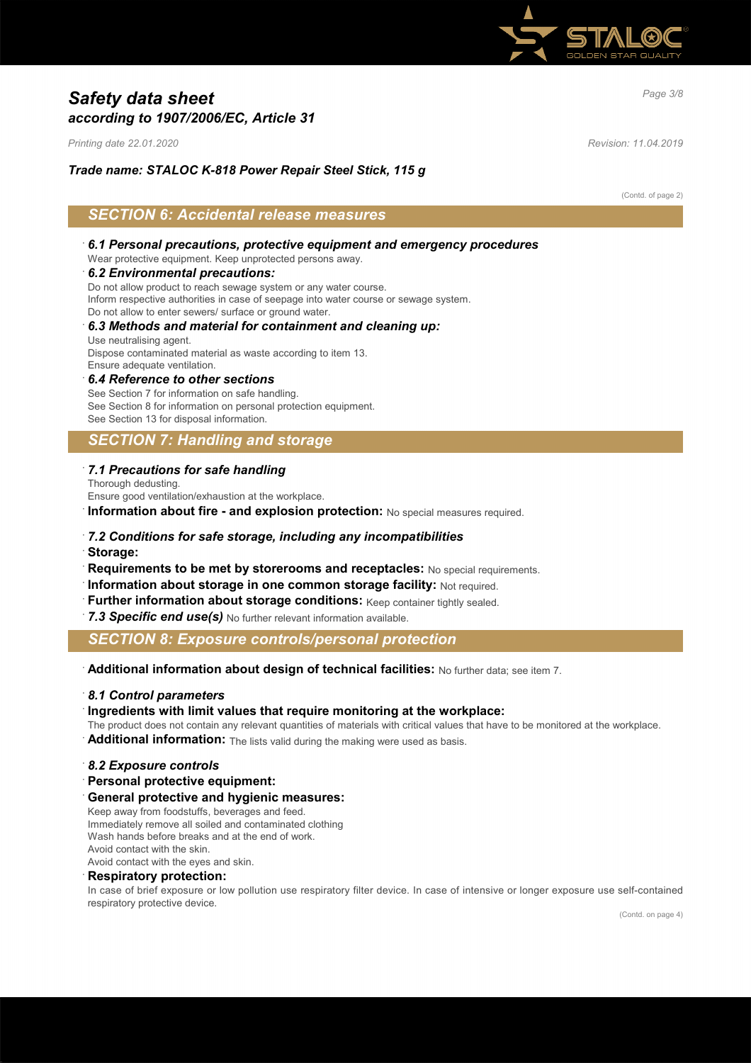(Contd. of page 2)

## SECTION 6: Accidental release measures

· ***6.1 Personal precautions, protective equipment and emergency procedures***
Wear protective equipment. Keep unprotected persons away.

· ***6.2 Environmental precautions:***
Do not allow product to reach sewage system or any water course.
Inform respective authorities in case of seepage into water course or sewage system.
Do not allow to enter sewers/ surface or ground water.

· ***6.3 Methods and material for containment and cleaning up:***
Use neutralising agent.
Dispose contaminated material as waste according to item 13.
Ensure adequate ventilation.

· ***6.4 Reference to other sections***
See Section 7 for information on safe handling.
See Section 8 for information on personal protection equipment.
See Section 13 for disposal information.

## SECTION 7: Handling and storage

· ***7.1 Precautions for safe handling***
Thorough dedusting.
Ensure good ventilation/exhaustion at the workplace.

· **Information about fire - and explosion protection:** No special measures required.

· ***7.2 Conditions for safe storage, including any incompatibilities***

· **Storage:**

· **Requirements to be met by storerooms and receptacles:** No special requirements.

· **Information about storage in one common storage facility:** Not required.

· **Further information about storage conditions:** Keep container tightly sealed.

· ***7.3 Specific end use(s)*** No further relevant information available.

## SECTION 8: Exposure controls/personal protection

· **Additional information about design of technical facilities:** No further data; see item 7.

· ***8.1 Control parameters***

· **Ingredients with limit values that require monitoring at the workplace:**
The product does not contain any relevant quantities of materials with critical values that have to be monitored at the workplace.

· **Additional information:** The lists valid during the making were used as basis.

· ***8.2 Exposure controls***

· **Personal protective equipment:**

· **General protective and hygienic measures:**
Keep away from foodstuffs, beverages and feed.
Immediately remove all soiled and contaminated clothing
Wash hands before breaks and at the end of work.
Avoid contact with the skin.
Avoid contact with the eyes and skin.

· **Respiratory protection:**
In case of brief exposure or low pollution use respiratory filter device. In case of intensive or longer exposure use self-contained respiratory protective device.

(Contd. on page 4)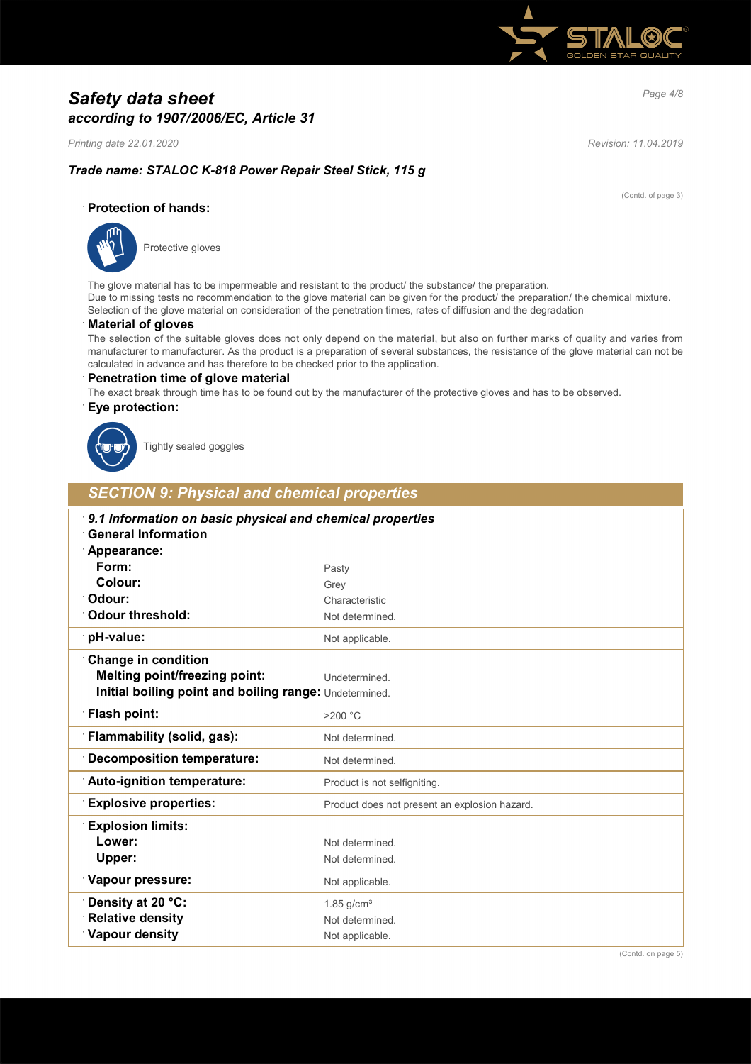# Safety data sheet
## according to 1907/2006/EC, Article 31

*Printing date 22.01.2020* *Revision: 11.04.2019*

### Trade name: STALOC K-818 Power Repair Steel Stick, 115 g

(Contd. of page 3)

**Protection of hands:**

Protective gloves

The glove material has to be impermeable and resistant to the product/ the substance/ the preparation.
Due to missing tests no recommendation to the glove material can be given for the product/ the preparation/ the chemical mixture.
Selection of the glove material on consideration of the penetration times, rates of diffusion and the degradation

**Material of gloves**

The selection of the suitable gloves does not only depend on the material, but also on further marks of quality and varies from manufacturer to manufacturer. As the product is a preparation of several substances, the resistance of the glove material can not be calculated in advance and has therefore to be checked prior to the application.

**Penetration time of glove material**

The exact break through time has to be found out by the manufacturer of the protective gloves and has to be observed.

**Eye protection:**

Tightly sealed goggles

## SECTION 9: Physical and chemical properties

| ***9.1 Information on basic physical and chemical properties*** | |
|---|---|
| **General Information** | |
| **Appearance:** | |
| **Form:** | Pasty |
| **Colour:** | Grey |
| **Odour:** | Characteristic |
| **Odour threshold:** | Not determined. |
| **pH-value:** | Not applicable. |
| **Change in condition** | |
| **Melting point/freezing point:** | Undetermined. |
| **Initial boiling point and boiling range:** | Undetermined. |
| **Flash point:** | >200 °C |
| **Flammability (solid, gas):** | Not determined. |
| **Decomposition temperature:** | Not determined. |
| **Auto-ignition temperature:** | Product is not selfigniting. |
| **Explosive properties:** | Product does not present an explosion hazard. |
| **Explosion limits:** | |
| **Lower:** | Not determined. |
| **Upper:** | Not determined. |
| **Vapour pressure:** | Not applicable. |
| **Density at 20 °C:** | 1.85 g/cm³ |
| **Relative density** | Not determined. |
| **Vapour density** | Not applicable. |

(Contd. on page 5)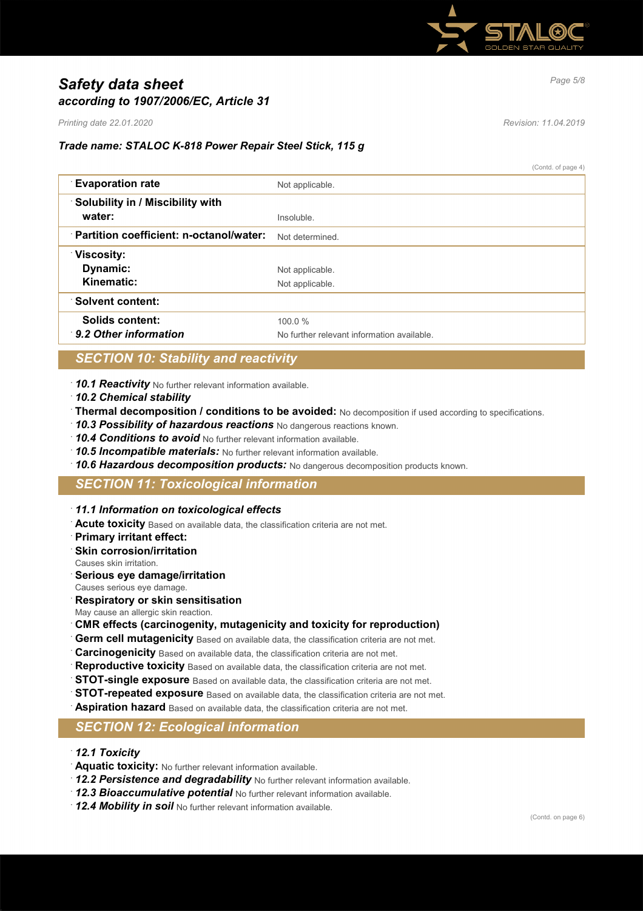(Contd. of page 4)

| | |
|---|---|
| **Evaporation rate** | Not applicable. |
| **Solubility in / Miscibility with water:** | Insoluble. |
| **Partition coefficient: n-octanol/water:** | Not determined. |
| **Viscosity:** | |
| **Dynamic:** | Not applicable. |
| **Kinematic:** | Not applicable. |
| **Solvent content:** | |
| **Solids content:** | 100.0 % |
| ***9.2 Other information*** | No further relevant information available. |

## *SECTION 10: Stability and reactivity*

- ***10.1 Reactivity*** No further relevant information available.
- ***10.2 Chemical stability***
- **Thermal decomposition / conditions to be avoided:** No decomposition if used according to specifications.
- ***10.3 Possibility of hazardous reactions*** No dangerous reactions known.
- ***10.4 Conditions to avoid*** No further relevant information available.
- ***10.5 Incompatible materials:*** No further relevant information available.
- ***10.6 Hazardous decomposition products:*** No dangerous decomposition products known.

## *SECTION 11: Toxicological information*

- ***11.1 Information on toxicological effects***
- **Acute toxicity** Based on available data, the classification criteria are not met.
- **Primary irritant effect:**
- **Skin corrosion/irritation**
  Causes skin irritation.
- **Serious eye damage/irritation**
  Causes serious eye damage.
- **Respiratory or skin sensitisation**
  May cause an allergic skin reaction.
- **CMR effects (carcinogenity, mutagenicity and toxicity for reproduction)**
- **Germ cell mutagenicity** Based on available data, the classification criteria are not met.
- **Carcinogenicity** Based on available data, the classification criteria are not met.
- **Reproductive toxicity** Based on available data, the classification criteria are not met.
- **STOT-single exposure** Based on available data, the classification criteria are not met.
- **STOT-repeated exposure** Based on available data, the classification criteria are not met.
- **Aspiration hazard** Based on available data, the classification criteria are not met.

## *SECTION 12: Ecological information*

- ***12.1 Toxicity***
- **Aquatic toxicity:** No further relevant information available.
- ***12.2 Persistence and degradability*** No further relevant information available.
- ***12.3 Bioaccumulative potential*** No further relevant information available.
- ***12.4 Mobility in soil*** No further relevant information available.

(Contd. on page 6)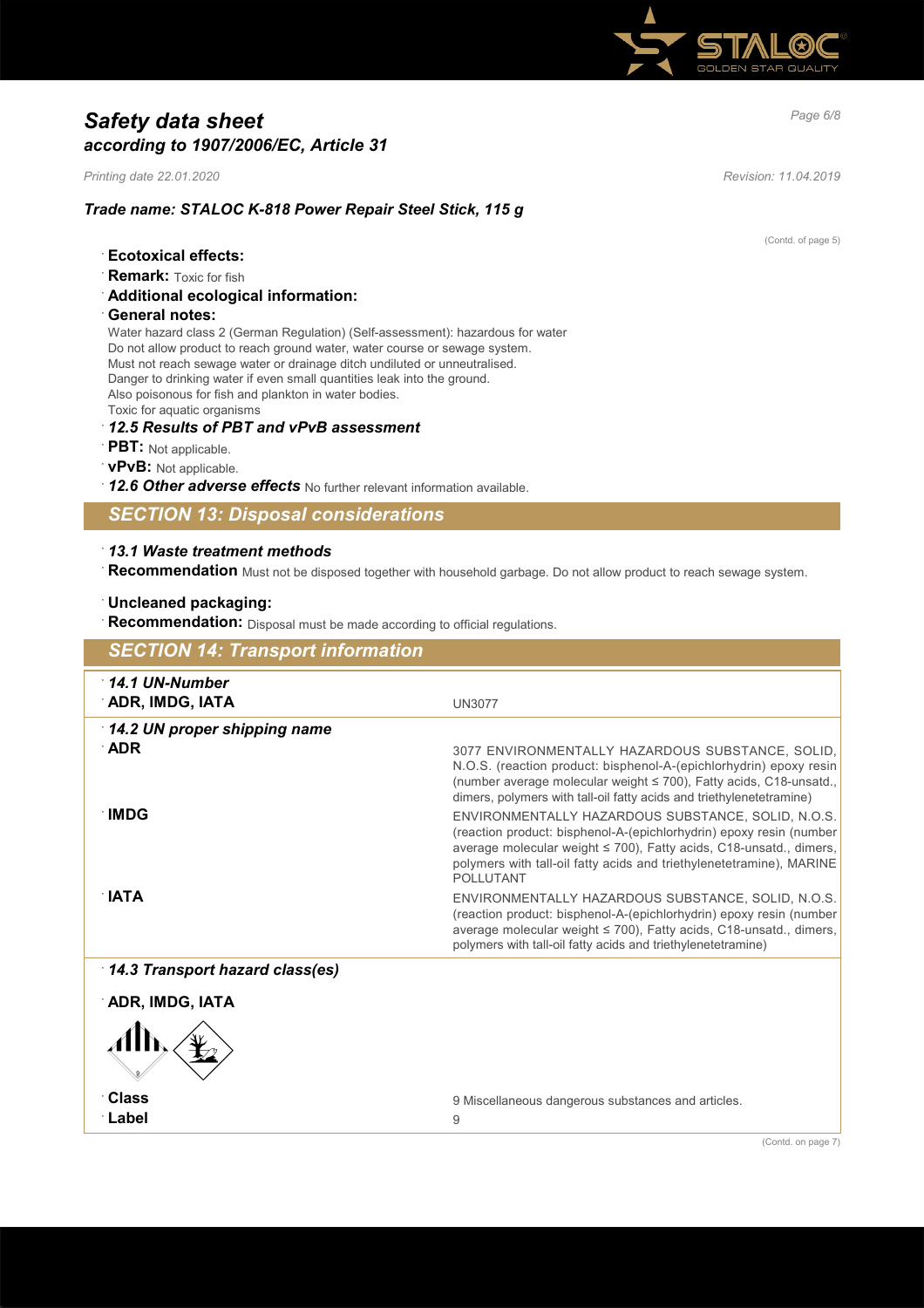# Safety data sheet
## according to 1907/2006/EC, Article 31

*Printing date 22.01.2020* *Revision: 11.04.2019*

### Trade name: STALOC K-818 Power Repair Steel Stick, 115 g

(Contd. of page 5)

- **Ecotoxical effects:**
- **Remark:** Toxic for fish
- **Additional ecological information:**
- **General notes:**

Water hazard class 2 (German Regulation) (Self-assessment): hazardous for water
Do not allow product to reach ground water, water course or sewage system.
Must not reach sewage water or drainage ditch undiluted or unneutralised.
Danger to drinking water if even small quantities leak into the ground.
Also poisonous for fish and plankton in water bodies.
Toxic for aquatic organisms

- ***12.5 Results of PBT and vPvB assessment***
- **PBT:** Not applicable.
- **vPvB:** Not applicable.
- ***12.6 Other adverse effects*** No further relevant information available.

## SECTION 13: Disposal considerations

- ***13.1 Waste treatment methods***
- **Recommendation** Must not be disposed together with household garbage. Do not allow product to reach sewage system.

- **Uncleaned packaging:**
- **Recommendation:** Disposal must be made according to official regulations.

## SECTION 14: Transport information

| | |
|---|---|
| ***14.1 UN-Number*** | |
| **ADR, IMDG, IATA** | UN3077 |
| ***14.2 UN proper shipping name*** | |
| **ADR** | 3077 ENVIRONMENTALLY HAZARDOUS SUBSTANCE, SOLID, N.O.S. (reaction product: bisphenol-A-(epichlorhydrin) epoxy resin (number average molecular weight ≤ 700), Fatty acids, C18-unsatd., dimers, polymers with tall-oil fatty acids and triethylenetetramine) |
| **IMDG** | ENVIRONMENTALLY HAZARDOUS SUBSTANCE, SOLID, N.O.S. (reaction product: bisphenol-A-(epichlorhydrin) epoxy resin (number average molecular weight ≤ 700), Fatty acids, C18-unsatd., dimers, polymers with tall-oil fatty acids and triethylenetetramine), MARINE POLLUTANT |
| **IATA** | ENVIRONMENTALLY HAZARDOUS SUBSTANCE, SOLID, N.O.S. (reaction product: bisphenol-A-(epichlorhydrin) epoxy resin (number average molecular weight ≤ 700), Fatty acids, C18-unsatd., dimers, polymers with tall-oil fatty acids and triethylenetetramine) |
| ***14.3 Transport hazard class(es)*** | |
| **ADR, IMDG, IATA** | |
| **Class** | 9 Miscellaneous dangerous substances and articles. |
| **Label** | 9 |

(Contd. on page 7)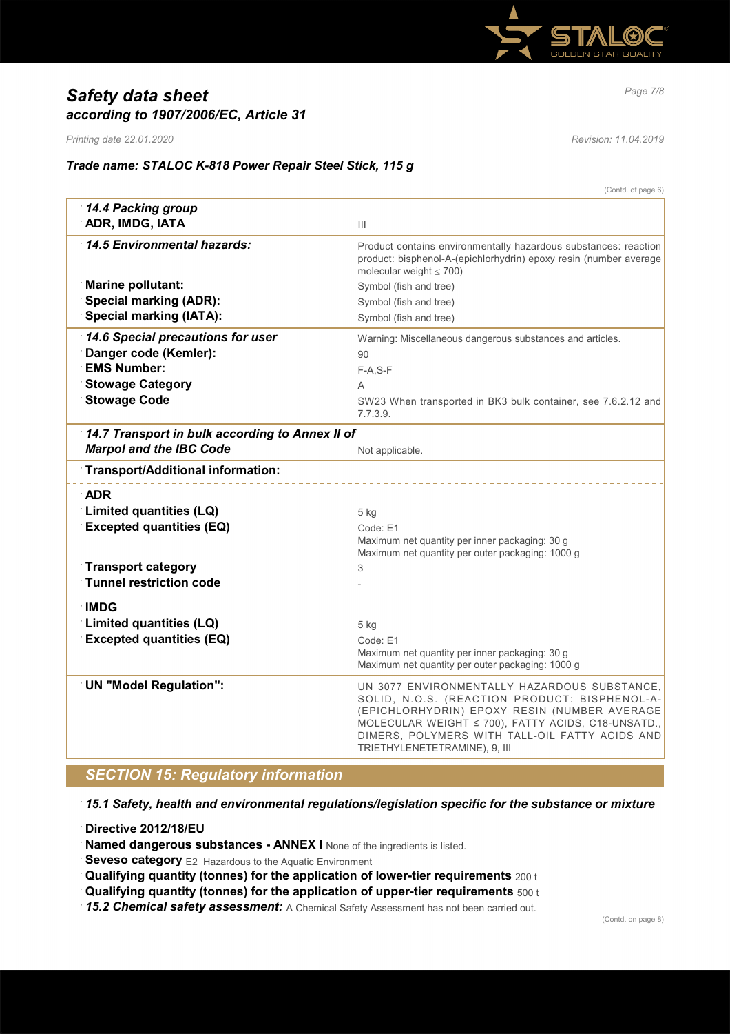(Contd. of page 6)

| | |
|---|---|
| ***14.4 Packing group*** | |
| **ADR, IMDG, IATA** | III |
| ***14.5 Environmental hazards:*** | Product contains environmentally hazardous substances: reaction product: bisphenol-A-(epichlorhydrin) epoxy resin (number average molecular weight ≤ 700) |
| **Marine pollutant:** | Symbol (fish and tree) |
| **Special marking (ADR):** | Symbol (fish and tree) |
| **Special marking (IATA):** | Symbol (fish and tree) |
| ***14.6 Special precautions for user*** | Warning: Miscellaneous dangerous substances and articles. |
| **Danger code (Kemler):** | 90 |
| **EMS Number:** | F-A,S-F |
| **Stowage Category** | A |
| **Stowage Code** | SW23 When transported in BK3 bulk container, see 7.6.2.12 and 7.7.3.9. |
| ***14.7 Transport in bulk according to Annex II of Marpol and the IBC Code*** | Not applicable. |
| **Transport/Additional information:** | |
| **ADR** | |
| **Limited quantities (LQ)** | 5 kg |
| **Excepted quantities (EQ)** | Code: E1<br>Maximum net quantity per inner packaging: 30 g<br>Maximum net quantity per outer packaging: 1000 g |
| **Transport category** | 3 |
| **Tunnel restriction code** | - |
| **IMDG** | |
| **Limited quantities (LQ)** | 5 kg |
| **Excepted quantities (EQ)** | Code: E1<br>Maximum net quantity per inner packaging: 30 g<br>Maximum net quantity per outer packaging: 1000 g |
| **UN "Model Regulation":** | UN 3077 ENVIRONMENTALLY HAZARDOUS SUBSTANCE, SOLID, N.O.S. (REACTION PRODUCT: BISPHENOL-A-(EPICHLORHYDRIN) EPOXY RESIN (NUMBER AVERAGE MOLECULAR WEIGHT ≤ 700), FATTY ACIDS, C18-UNSATD., DIMERS, POLYMERS WITH TALL-OIL FATTY ACIDS AND TRIETHYLENETETRAMINE), 9, III |

## SECTION 15: Regulatory information

***15.1 Safety, health and environmental regulations/legislation specific for the substance or mixture***

**Directive 2012/18/EU**

**Named dangerous substances - ANNEX I** None of the ingredients is listed.

**Seveso category** E2 Hazardous to the Aquatic Environment

**Qualifying quantity (tonnes) for the application of lower-tier requirements** 200 t

**Qualifying quantity (tonnes) for the application of upper-tier requirements** 500 t

***15.2 Chemical safety assessment:*** A Chemical Safety Assessment has not been carried out.

(Contd. on page 8)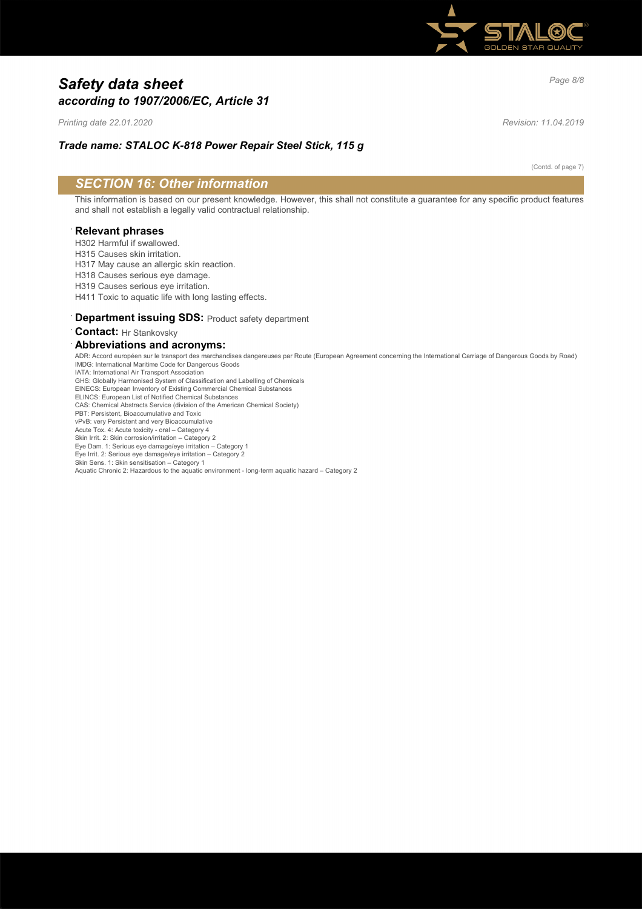# Safety data sheet
## according to 1907/2006/EC, Article 31

*Printing date 22.01.2020* *Revision: 11.04.2019*

### Trade name: STALOC K-818 Power Repair Steel Stick, 115 g

(Contd. of page 7)

## SECTION 16: Other information

This information is based on our present knowledge. However, this shall not constitute a guarantee for any specific product features and shall not establish a legally valid contractual relationship.

**Relevant phrases**

H302 Harmful if swallowed.
H315 Causes skin irritation.
H317 May cause an allergic skin reaction.
H318 Causes serious eye damage.
H319 Causes serious eye irritation.
H411 Toxic to aquatic life with long lasting effects.

**Department issuing SDS:** Product safety department

**Contact:** Hr Stankovsky

**Abbreviations and acronyms:**

ADR: Accord européen sur le transport des marchandises dangereuses par Route (European Agreement concerning the International Carriage of Dangerous Goods by Road)
IMDG: International Maritime Code for Dangerous Goods
IATA: International Air Transport Association
GHS: Globally Harmonised System of Classification and Labelling of Chemicals
EINECS: European Inventory of Existing Commercial Chemical Substances
ELINCS: European List of Notified Chemical Substances
CAS: Chemical Abstracts Service (division of the American Chemical Society)
PBT: Persistent, Bioaccumulative and Toxic
vPvB: very Persistent and very Bioaccumulative
Acute Tox. 4: Acute toxicity - oral – Category 4
Skin Irrit. 2: Skin corrosion/irritation – Category 2
Eye Dam. 1: Serious eye damage/eye irritation – Category 1
Eye Irrit. 2: Serious eye damage/eye irritation – Category 2
Skin Sens. 1: Skin sensitisation – Category 1
Aquatic Chronic 2: Hazardous to the aquatic environment - long-term aquatic hazard – Category 2